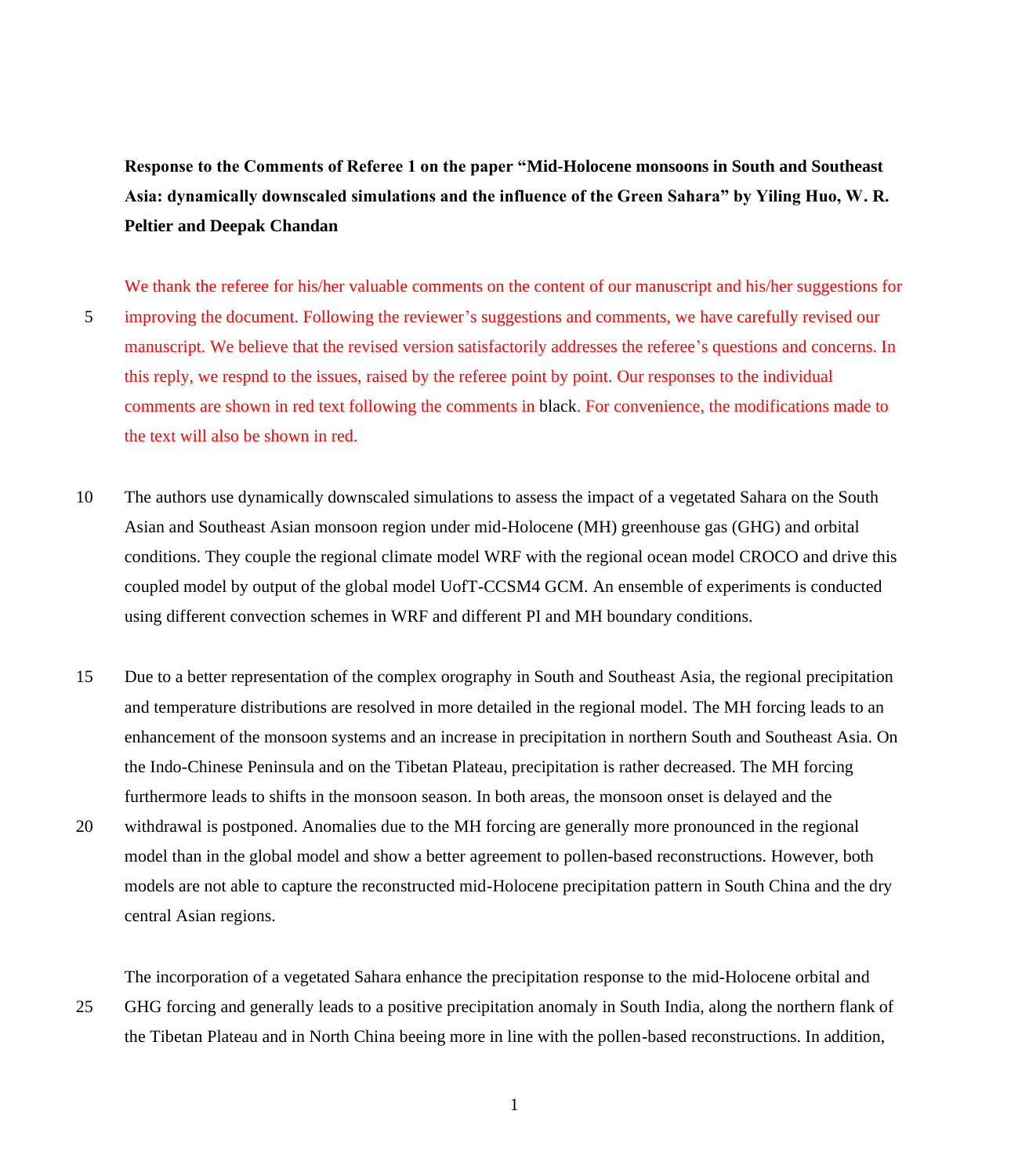**Response to the Comments of Referee 1 on the paper "Mid-Holocene monsoons in South and Southeast Asia: dynamically downscaled simulations and the influence of the Green Sahara" by Yiling Huo, W. R. Peltier and Deepak Chandan**

We thank the referee for his/her valuable comments on the content of our manuscript and his/her suggestions for improving the document. Following the reviewer's suggestions and comments, we have carefully revised our manuscript. We believe that the revised version satisfactorily addresses the referee's questions and concerns. In this reply, we respnd to the issues, raised by the referee point by point. Our responses to the individual comments are shown in red text following the comments in black. For convenience, the modifications made to the text will also be shown in red.

The authors use dynamically downscaled simulations to assess the impact of a vegetated Sahara on the South Asian and Southeast Asian monsoon region under mid-Holocene (MH) greenhouse gas (GHG) and orbital conditions. They couple the regional climate model WRF with the regional ocean model CROCO and drive this coupled model by output of the global model UofT-CCSM4 GCM. An ensemble of experiments is conducted using different convection schemes in WRF and different PI and MH boundary conditions.

Due to a better representation of the complex orography in South and Southeast Asia, the regional precipitation and temperature distributions are resolved in more detailed in the regional model. The MH forcing leads to an enhancement of the monsoon systems and an increase in precipitation in northern South and Southeast Asia. On the Indo-Chinese Peninsula and on the Tibetan Plateau, precipitation is rather decreased. The MH forcing furthermore leads to shifts in the monsoon season. In both areas, the monsoon onset is delayed and the withdrawal is postponed. Anomalies due to the MH forcing are generally more pronounced in the regional model than in the global model and show a better agreement to pollen-based reconstructions. However, both models are not able to capture the reconstructed mid-Holocene precipitation pattern in South China and the dry central Asian regions.

The incorporation of a vegetated Sahara enhance the precipitation response to the mid-Holocene orbital and GHG forcing and generally leads to a positive precipitation anomaly in South India, along the northern flank of the Tibetan Plateau and in North China beeing more in line with the pollen-based reconstructions. In addition,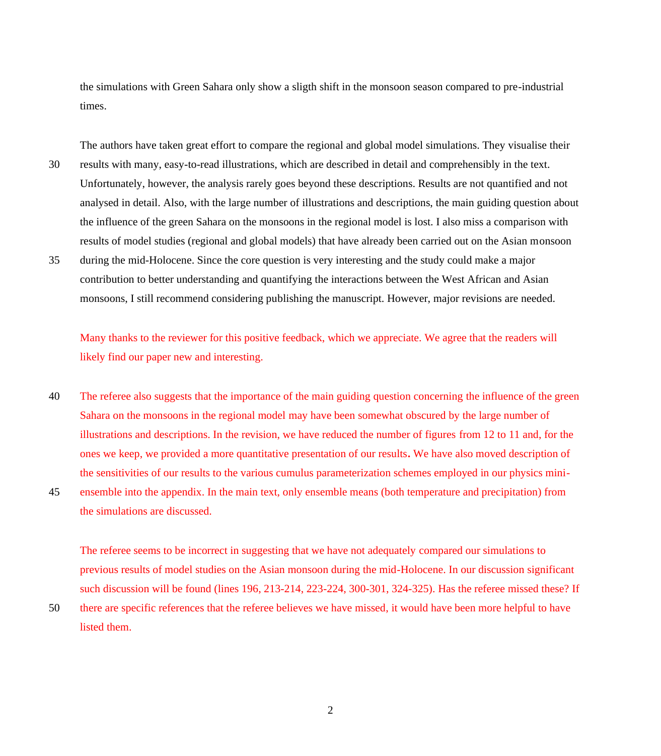the simulations with Green Sahara only show a sligth shift in the monsoon season compared to pre-industrial times.

The authors have taken great effort to compare the regional and global model simulations. They visualise their results with many, easy-to-read illustrations, which are described in detail and comprehensibly in the text. Unfortunately, however, the analysis rarely goes beyond these descriptions. Results are not quantified and not analysed in detail. Also, with the large number of illustrations and descriptions, the main guiding question about the influence of the green Sahara on the monsoons in the regional model is lost. I also miss a comparison with results of model studies (regional and global models) that have already been carried out on the Asian monsoon during the mid-Holocene. Since the core question is very interesting and the study could make a major contribution to better understanding and quantifying the interactions between the West African and Asian monsoons, I still recommend considering publishing the manuscript. However, major revisions are needed.

Many thanks to the reviewer for this positive feedback, which we appreciate. We agree that the readers will likely find our paper new and interesting.

The referee also suggests that the importance of the main guiding question concerning the influence of the green Sahara on the monsoons in the regional model may have been somewhat obscured by the large number of illustrations and descriptions. In the revision, we have reduced the number of figures from 12 to 11 and, for the ones we keep, we provided a more quantitative presentation of our results**.** We have also moved description of the sensitivities of our results to the various cumulus parameterization schemes employed in our physics mini-ensemble into the appendix. In the main text, only ensemble means (both temperature and precipitation) from the simulations are discussed.

The referee seems to be incorrect in suggesting that we have not adequately compared our simulations to previous results of model studies on the Asian monsoon during the mid-Holocene. In our discussion significant such discussion will be found (lines 196, 213-214, 223-224, 300-301, 324-325). Has the referee missed these? If there are specific references that the referee believes we have missed, it would have been more helpful to have listed them.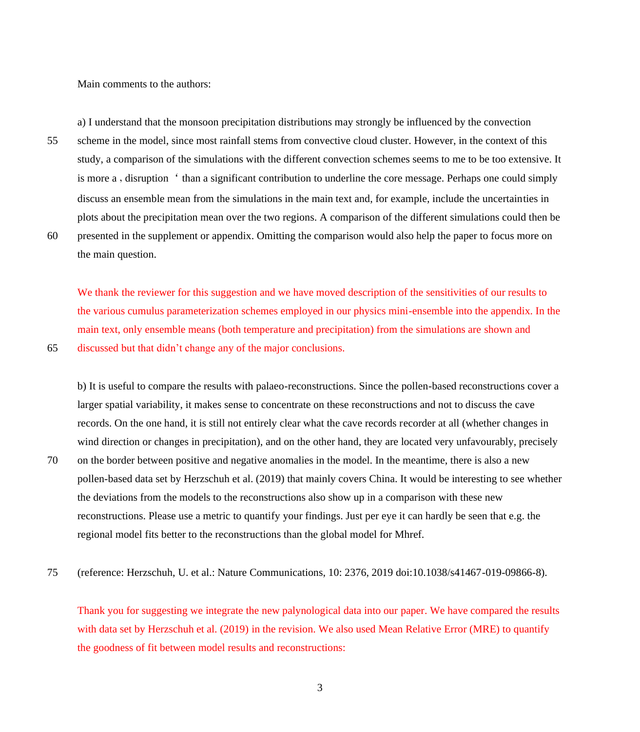Main comments to the authors:

a) I understand that the monsoon precipitation distributions may strongly be influenced by the convection scheme in the model, since most rainfall stems from convective cloud cluster. However, in the context of this study, a comparison of the simulations with the different convection schemes seems to me to be too extensive. It is more a ‚ disruption ‘ than a significant contribution to underline the core message. Perhaps one could simply discuss an ensemble mean from the simulations in the main text and, for example, include the uncertainties in plots about the precipitation mean over the two regions. A comparison of the different simulations could then be presented in the supplement or appendix. Omitting the comparison would also help the paper to focus more on the main question.

We thank the reviewer for this suggestion and we have moved description of the sensitivities of our results to the various cumulus parameterization schemes employed in our physics mini-ensemble into the appendix. In the main text, only ensemble means (both temperature and precipitation) from the simulations are shown and discussed but that didn't change any of the major conclusions.

b) It is useful to compare the results with palaeo-reconstructions. Since the pollen-based reconstructions cover a larger spatial variability, it makes sense to concentrate on these reconstructions and not to discuss the cave records. On the one hand, it is still not entirely clear what the cave records recorder at all (whether changes in wind direction or changes in precipitation), and on the other hand, they are located very unfavourably, precisely on the border between positive and negative anomalies in the model. In the meantime, there is also a new pollen-based data set by Herzschuh et al. (2019) that mainly covers China. It would be interesting to see whether the deviations from the models to the reconstructions also show up in a comparison with these new reconstructions. Please use a metric to quantify your findings. Just per eye it can hardly be seen that e.g. the regional model fits better to the reconstructions than the global model for Mhref.

(reference: Herzschuh, U. et al.: Nature Communications, 10: 2376, 2019 doi:10.1038/s41467-019-09866-8).

Thank you for suggesting we integrate the new palynological data into our paper. We have compared the results with data set by Herzschuh et al. (2019) in the revision. We also used Mean Relative Error (MRE) to quantify the goodness of fit between model results and reconstructions: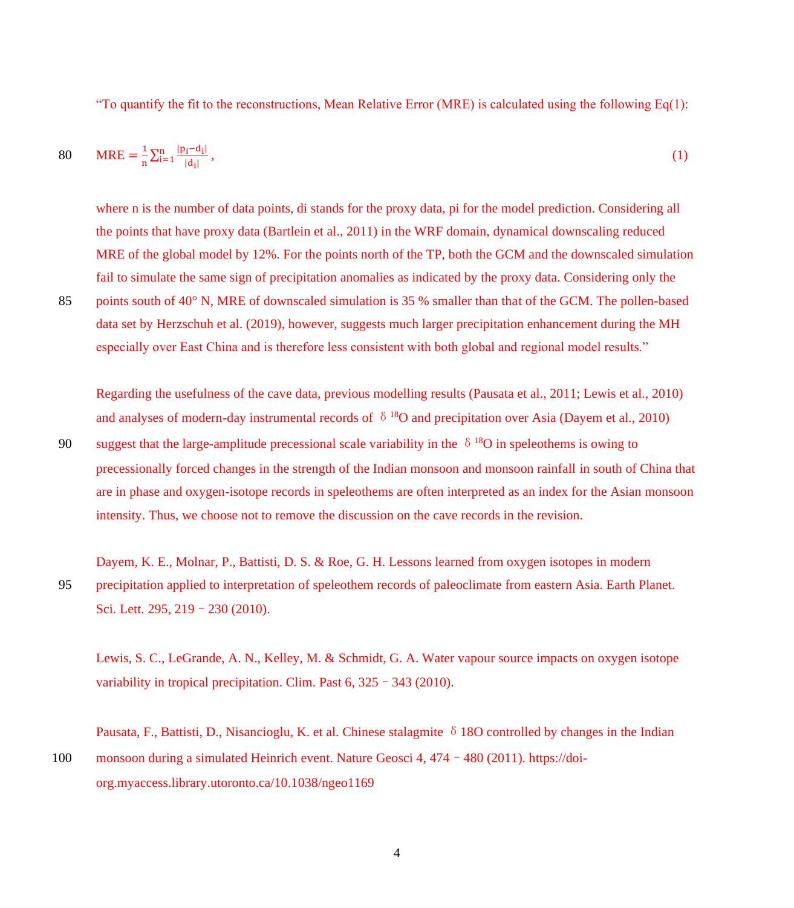"To quantify the fit to the reconstructions, Mean Relative Error (MRE) is calculated using the following Eq(1):

$$\mathrm{MRE} = \frac{1}{n}\sum_{i=1}^{n}\frac{|p_i - d_i|}{|d_i|}, \tag{1}$$

where n is the number of data points, $d_i$ stands for the proxy data, $p_i$ for the model prediction. Considering all the points that have proxy data (Bartlein et al., 2011) in the WRF domain, dynamical downscaling reduced MRE of the global model by 12%. For the points north of the TP, both the GCM and the downscaled simulation fail to simulate the same sign of precipitation anomalies as indicated by the proxy data. Considering only the points south of 40° N, MRE of downscaled simulation is 35 % smaller than that of the GCM. The pollen-based data set by Herzschuh et al. (2019), however, suggests much larger precipitation enhancement during the MH especially over East China and is therefore less consistent with both global and regional model results."

Regarding the usefulness of the cave data, previous modelling results (Pausata et al., 2011; Lewis et al., 2010) and analyses of modern-day instrumental records of $\delta^{18}O$ and precipitation over Asia (Dayem et al., 2010) suggest that the large-amplitude precessional scale variability in the $\delta^{18}O$ in speleothems is owing to precessionally forced changes in the strength of the Indian monsoon and monsoon rainfall in south of China that are in phase and oxygen-isotope records in speleothems are often interpreted as an index for the Asian monsoon intensity. Thus, we choose not to remove the discussion on the cave records in the revision.

Dayem, K. E., Molnar, P., Battisti, D. S. & Roe, G. H. Lessons learned from oxygen isotopes in modern precipitation applied to interpretation of speleothem records of paleoclimate from eastern Asia. Earth Planet. Sci. Lett. 295, 219–230 (2010).

Lewis, S. C., LeGrande, A. N., Kelley, M. & Schmidt, G. A. Water vapour source impacts on oxygen isotope variability in tropical precipitation. Clim. Past 6, 325–343 (2010).

Pausata, F., Battisti, D., Nisancioglu, K. et al. Chinese stalagmite $\delta$18O controlled by changes in the Indian monsoon during a simulated Heinrich event. Nature Geosci 4, 474–480 (2011). https://doi-org.myaccess.library.utoronto.ca/10.1038/ngeo1169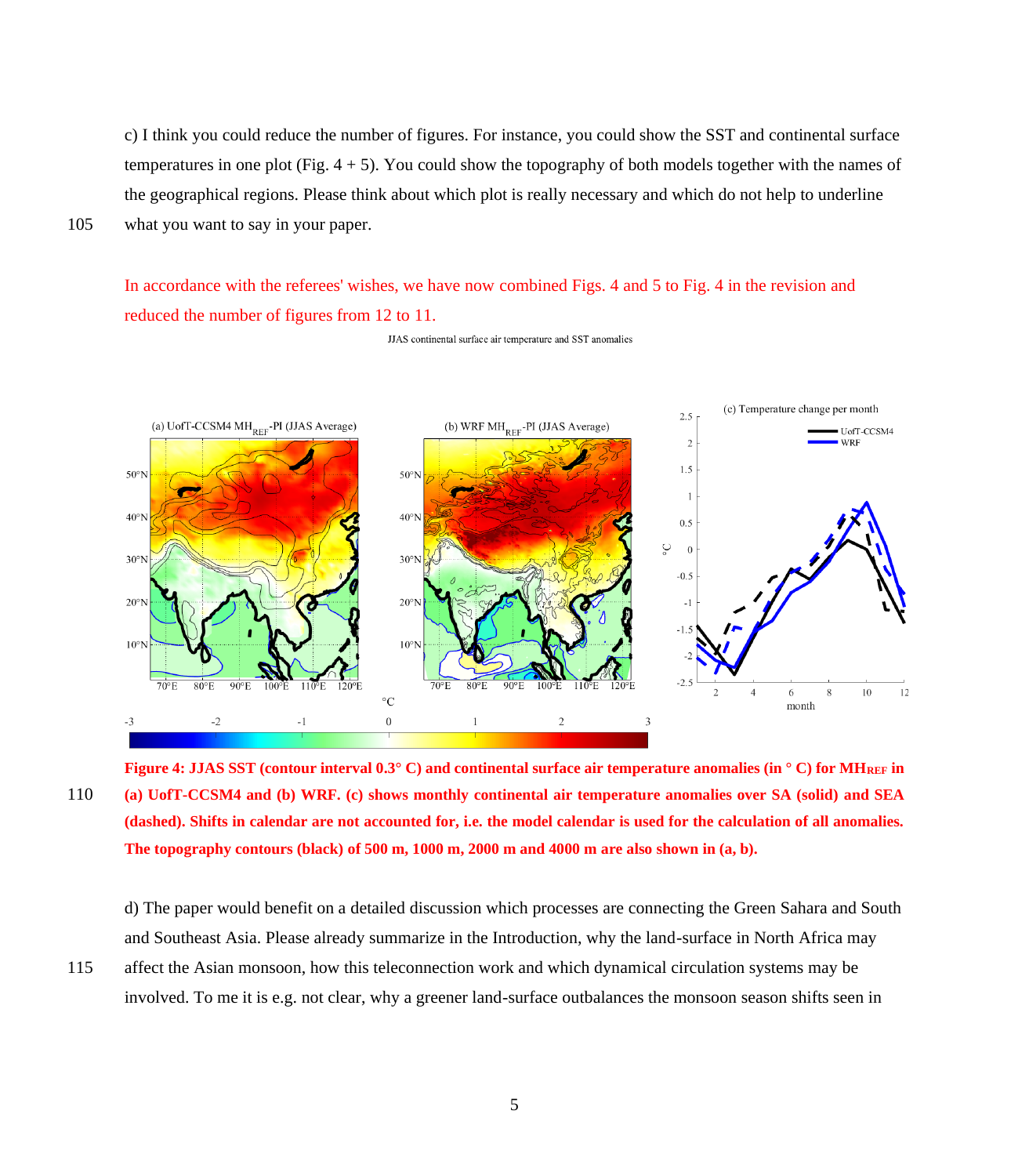c) I think you could reduce the number of figures. For instance, you could show the SST and continental surface temperatures in one plot (Fig. 4 + 5). You could show the topography of both models together with the names of the geographical regions. Please think about which plot is really necessary and which do not help to underline what you want to say in your paper.

In accordance with the referees' wishes, we have now combined Figs. 4 and 5 to Fig. 4 in the revision and reduced the number of figures from 12 to 11.

**Figure 4: JJAS SST (contour interval 0.3° C) and continental surface air temperature anomalies (in ° C) for $MH_{REF}$ in (a) UofT-CCSM4 and (b) WRF. (c) shows monthly continental air temperature anomalies over SA (solid) and SEA (dashed). Shifts in calendar are not accounted for, i.e. the model calendar is used for the calculation of all anomalies. The topography contours (black) of 500 m, 1000 m, 2000 m and 4000 m are also shown in (a, b).**

d) The paper would benefit on a detailed discussion which processes are connecting the Green Sahara and South and Southeast Asia. Please already summarize in the Introduction, why the land-surface in North Africa may affect the Asian monsoon, how this teleconnection work and which dynamical circulation systems may be involved. To me it is e.g. not clear, why a greener land-surface outbalances the monsoon season shifts seen in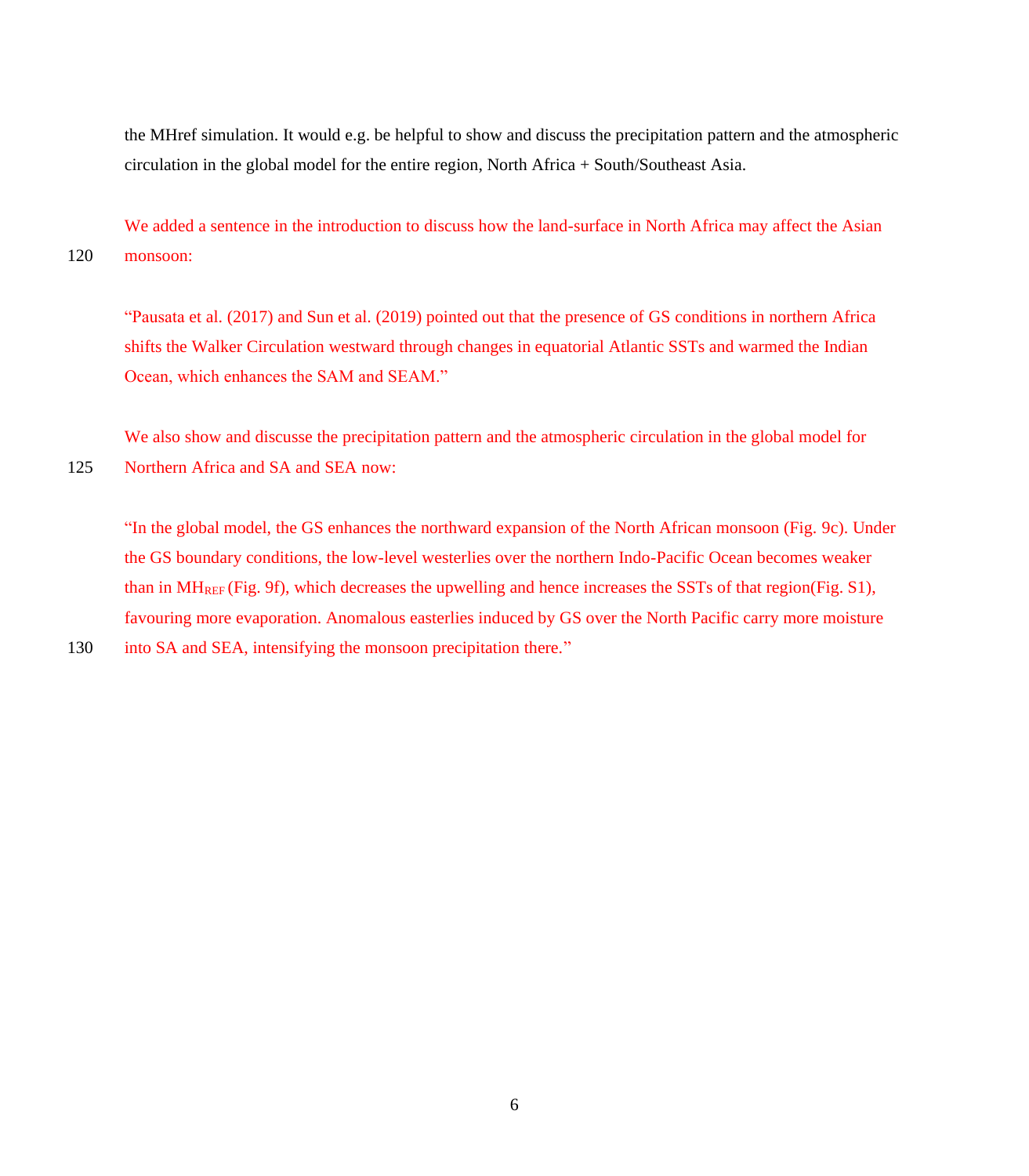the MHref simulation. It would e.g. be helpful to show and discuss the precipitation pattern and the atmospheric circulation in the global model for the entire region, North Africa + South/Southeast Asia.

We added a sentence in the introduction to discuss how the land-surface in North Africa may affect the Asian monsoon:

"Pausata et al. (2017) and Sun et al. (2019) pointed out that the presence of GS conditions in northern Africa shifts the Walker Circulation westward through changes in equatorial Atlantic SSTs and warmed the Indian Ocean, which enhances the SAM and SEAM."

We also show and discuss the precipitation pattern and the atmospheric circulation in the global model for Northern Africa and SA and SEA now:

"In the global model, the GS enhances the northward expansion of the North African monsoon (Fig. 9c). Under the GS boundary conditions, the low-level westerlies over the northern Indo-Pacific Ocean becomes weaker than in $MH_{REF}$ (Fig. 9f), which decreases the upwelling and hence increases the SSTs of that region(Fig. S1), favouring more evaporation. Anomalous easterlies induced by GS over the North Pacific carry more moisture into SA and SEA, intensifying the monsoon precipitation there."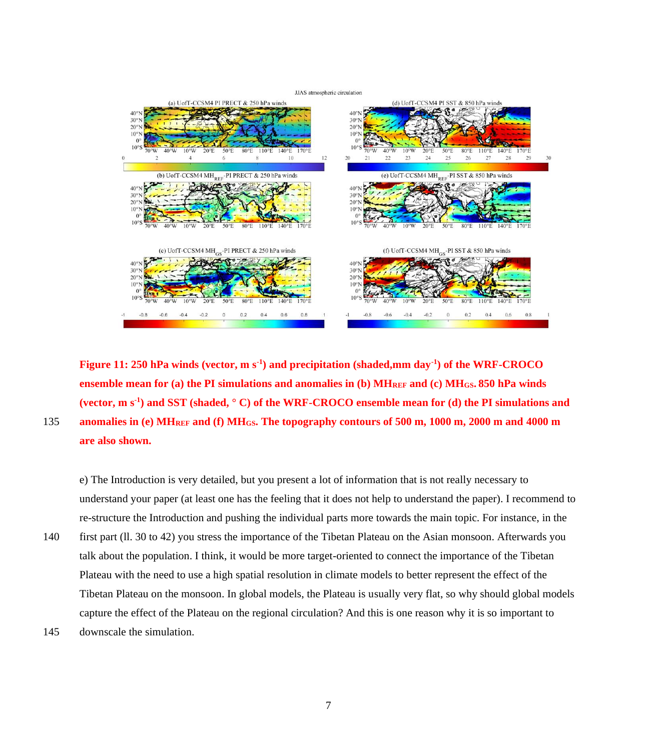**Figure 11: 250 hPa winds (vector, m s$^{-1}$) and precipitation (shaded,mm day$^{-1}$) of the WRF-CROCO ensemble mean for (a) the PI simulations and anomalies in (b) $MH_{REF}$ and (c) $MH_{GS}$. 850 hPa winds (vector, m s$^{-1}$) and SST (shaded, ° C) of the WRF-CROCO ensemble mean for (d) the PI simulations and anomalies in (e) $MH_{REF}$ and (f) $MH_{GS}$. The topography contours of 500 m, 1000 m, 2000 m and 4000 m are also shown.**

e) The Introduction is very detailed, but you present a lot of information that is not really necessary to understand your paper (at least one has the feeling that it does not help to understand the paper). I recommend to re-structure the Introduction and pushing the individual parts more towards the main topic. For instance, in the first part (ll. 30 to 42) you stress the importance of the Tibetan Plateau on the Asian monsoon. Afterwards you talk about the population. I think, it would be more target-oriented to connect the importance of the Tibetan Plateau with the need to use a high spatial resolution in climate models to better represent the effect of the Tibetan Plateau on the monsoon. In global models, the Plateau is usually very flat, so why should global models capture the effect of the Plateau on the regional circulation? And this is one reason why it is so important to downscale the simulation.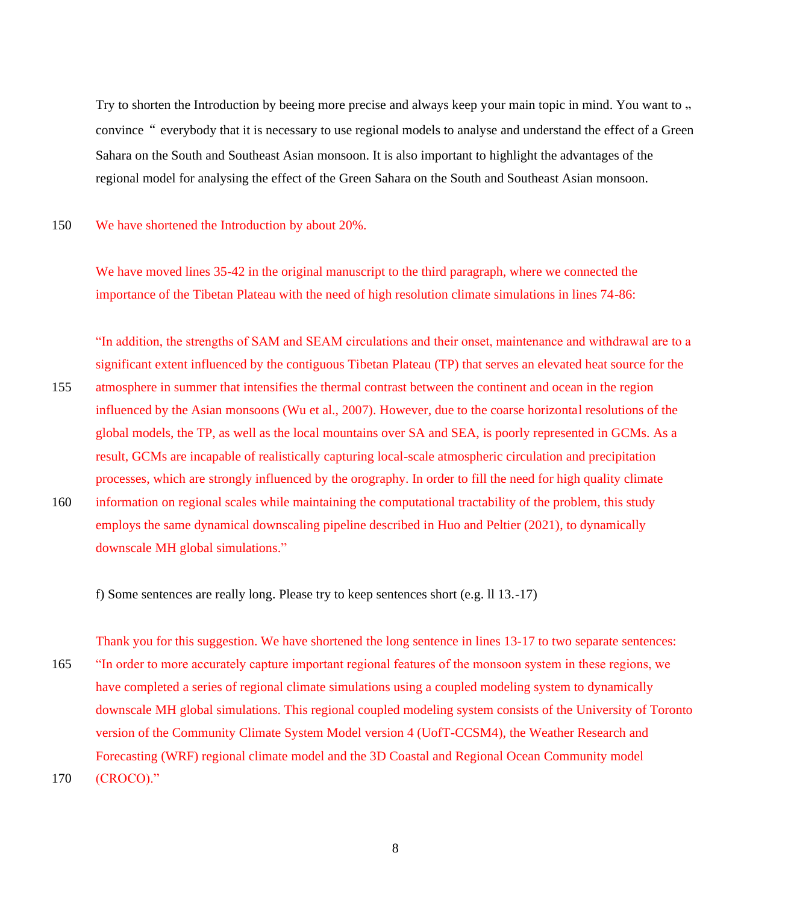Try to shorten the Introduction by beeing more precise and always keep your main topic in mind. You want to „ convince “ everybody that it is necessary to use regional models to analyse and understand the effect of a Green Sahara on the South and Southeast Asian monsoon. It is also important to highlight the advantages of the regional model for analysing the effect of the Green Sahara on the South and Southeast Asian monsoon.

150 We have shortened the Introduction by about 20%.

We have moved lines 35-42 in the original manuscript to the third paragraph, where we connected the importance of the Tibetan Plateau with the need of high resolution climate simulations in lines 74-86:

"In addition, the strengths of SAM and SEAM circulations and their onset, maintenance and withdrawal are to a significant extent influenced by the contiguous Tibetan Plateau (TP) that serves an elevated heat source for the
155 atmosphere in summer that intensifies the thermal contrast between the continent and ocean in the region influenced by the Asian monsoons (Wu et al., 2007). However, due to the coarse horizontal resolutions of the global models, the TP, as well as the local mountains over SA and SEA, is poorly represented in GCMs. As a result, GCMs are incapable of realistically capturing local-scale atmospheric circulation and precipitation processes, which are strongly influenced by the orography. In order to fill the need for high quality climate
160 information on regional scales while maintaining the computational tractability of the problem, this study employs the same dynamical downscaling pipeline described in Huo and Peltier (2021), to dynamically downscale MH global simulations."

f) Some sentences are really long. Please try to keep sentences short (e.g. ll 13.-17)

Thank you for this suggestion. We have shortened the long sentence in lines 13-17 to two separate sentences:
165 "In order to more accurately capture important regional features of the monsoon system in these regions, we have completed a series of regional climate simulations using a coupled modeling system to dynamically downscale MH global simulations. This regional coupled modeling system consists of the University of Toronto version of the Community Climate System Model version 4 (UofT-CCSM4), the Weather Research and Forecasting (WRF) regional climate model and the 3D Coastal and Regional Ocean Community model
170 (CROCO)."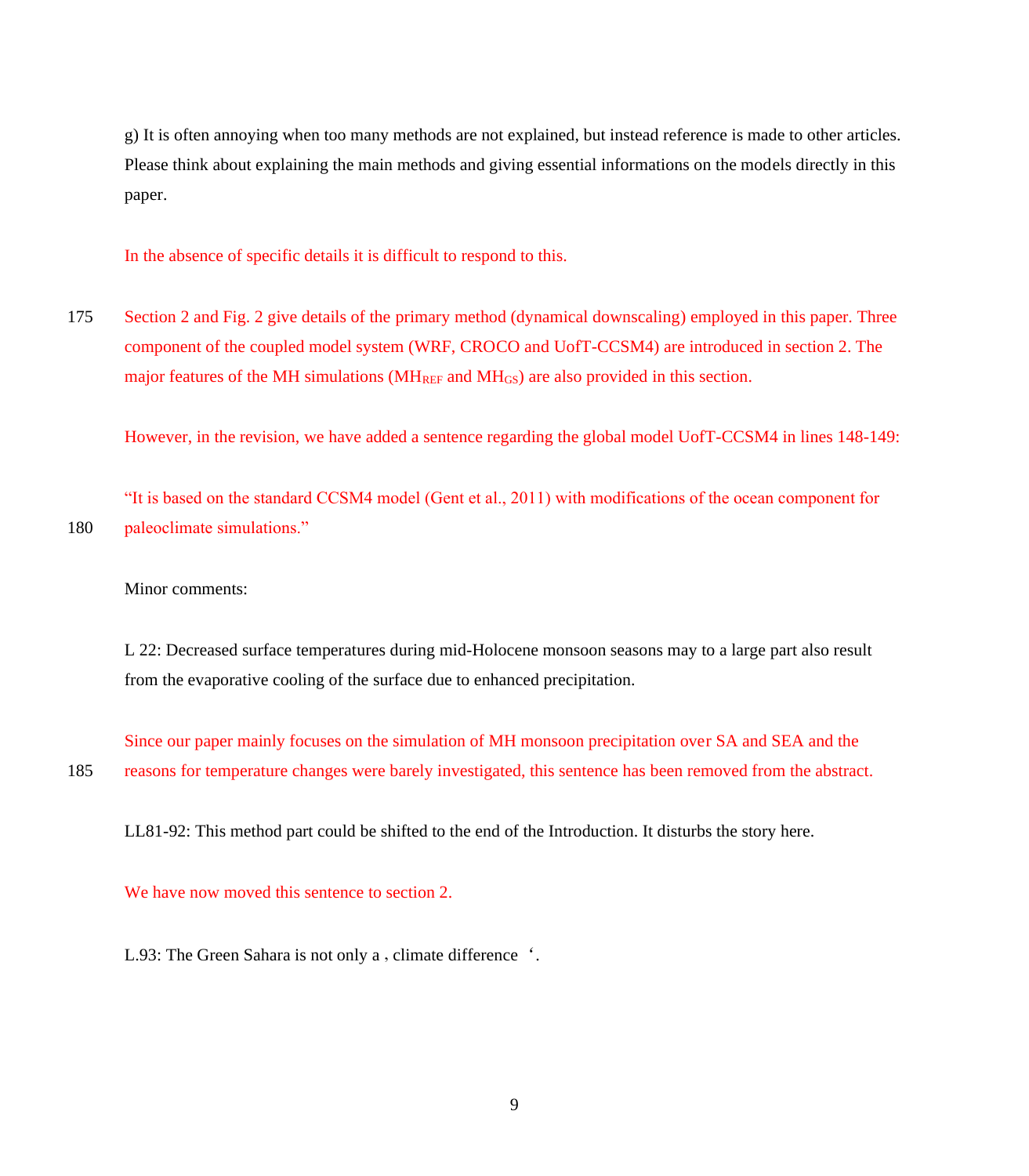g) It is often annoying when too many methods are not explained, but instead reference is made to other articles. Please think about explaining the main methods and giving essential informations on the models directly in this paper.

In the absence of specific details it is difficult to respond to this.

175 Section 2 and Fig. 2 give details of the primary method (dynamical downscaling) employed in this paper. Three component of the coupled model system (WRF, CROCO and UofT-CCSM4) are introduced in section 2. The major features of the MH simulations ($MH_{REF}$ and $MH_{GS}$) are also provided in this section.

However, in the revision, we have added a sentence regarding the global model UofT-CCSM4 in lines 148-149:

"It is based on the standard CCSM4 model (Gent et al., 2011) with modifications of the ocean component for
180 paleoclimate simulations."

Minor comments:

L 22: Decreased surface temperatures during mid-Holocene monsoon seasons may to a large part also result from the evaporative cooling of the surface due to enhanced precipitation.

Since our paper mainly focuses on the simulation of MH monsoon precipitation over SA and SEA and the
185 reasons for temperature changes were barely investigated, this sentence has been removed from the abstract.

LL81-92: This method part could be shifted to the end of the Introduction. It disturbs the story here.

We have now moved this sentence to section 2.

L.93: The Green Sahara is not only a , climate difference ‘.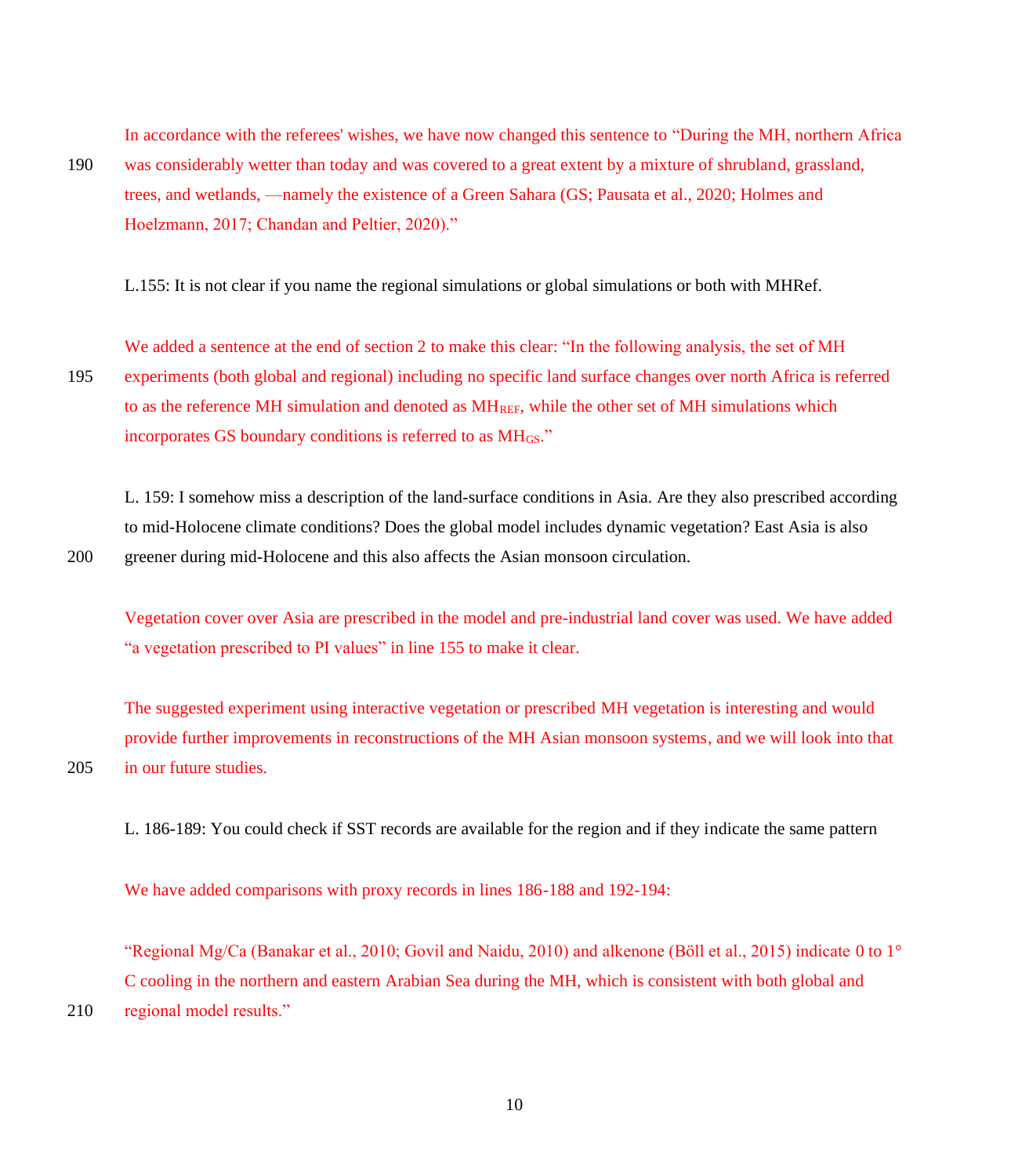In accordance with the referees' wishes, we have now changed this sentence to "During the MH, northern Africa was considerably wetter than today and was covered to a great extent by a mixture of shrubland, grassland, trees, and wetlands, —namely the existence of a Green Sahara (GS; Pausata et al., 2020; Holmes and Hoelzmann, 2017; Chandan and Peltier, 2020)."

L.155: It is not clear if you name the regional simulations or global simulations or both with MHRef.

We added a sentence at the end of section 2 to make this clear: "In the following analysis, the set of MH experiments (both global and regional) including no specific land surface changes over north Africa is referred to as the reference MH simulation and denoted as $MH_{REF}$, while the other set of MH simulations which incorporates GS boundary conditions is referred to as $MH_{GS}$."

L. 159: I somehow miss a description of the land-surface conditions in Asia. Are they also prescribed according to mid-Holocene climate conditions? Does the global model includes dynamic vegetation? East Asia is also greener during mid-Holocene and this also affects the Asian monsoon circulation.

Vegetation cover over Asia are prescribed in the model and pre-industrial land cover was used. We have added "a vegetation prescribed to PI values" in line 155 to make it clear.

The suggested experiment using interactive vegetation or prescribed MH vegetation is interesting and would provide further improvements in reconstructions of the MH Asian monsoon systems, and we will look into that in our future studies.

L. 186-189: You could check if SST records are available for the region and if they indicate the same pattern

We have added comparisons with proxy records in lines 186-188 and 192-194:

"Regional Mg/Ca (Banakar et al., 2010; Govil and Naidu, 2010) and alkenone (Böll et al., 2015) indicate 0 to 1° C cooling in the northern and eastern Arabian Sea during the MH, which is consistent with both global and regional model results."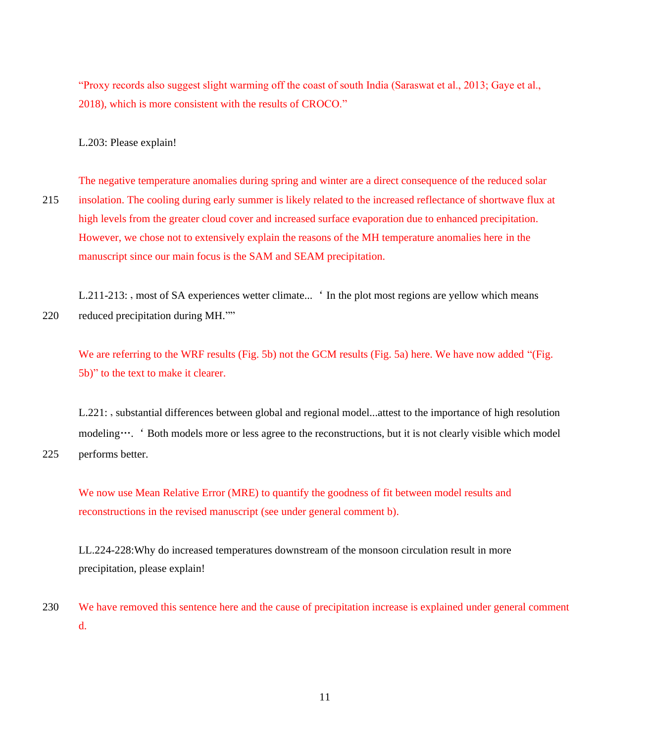"Proxy records also suggest slight warming off the coast of south India (Saraswat et al., 2013; Gaye et al., 2018), which is more consistent with the results of CROCO."

L.203: Please explain!

The negative temperature anomalies during spring and winter are a direct consequence of the reduced solar insolation. The cooling during early summer is likely related to the increased reflectance of shortwave flux at high levels from the greater cloud cover and increased surface evaporation due to enhanced precipitation. However, we chose not to extensively explain the reasons of the MH temperature anomalies here in the manuscript since our main focus is the SAM and SEAM precipitation.

L.211-213: , most of SA experiences wetter climate... ' In the plot most regions are yellow which means reduced precipitation during MH.""

We are referring to the WRF results (Fig. 5b) not the GCM results (Fig. 5a) here. We have now added "(Fig. 5b)" to the text to make it clearer.

L.221: , substantial differences between global and regional model...attest to the importance of high resolution modeling…. ' Both models more or less agree to the reconstructions, but it is not clearly visible which model performs better.

We now use Mean Relative Error (MRE) to quantify the goodness of fit between model results and reconstructions in the revised manuscript (see under general comment b).

LL.224-228:Why do increased temperatures downstream of the monsoon circulation result in more precipitation, please explain!

We have removed this sentence here and the cause of precipitation increase is explained under general comment d.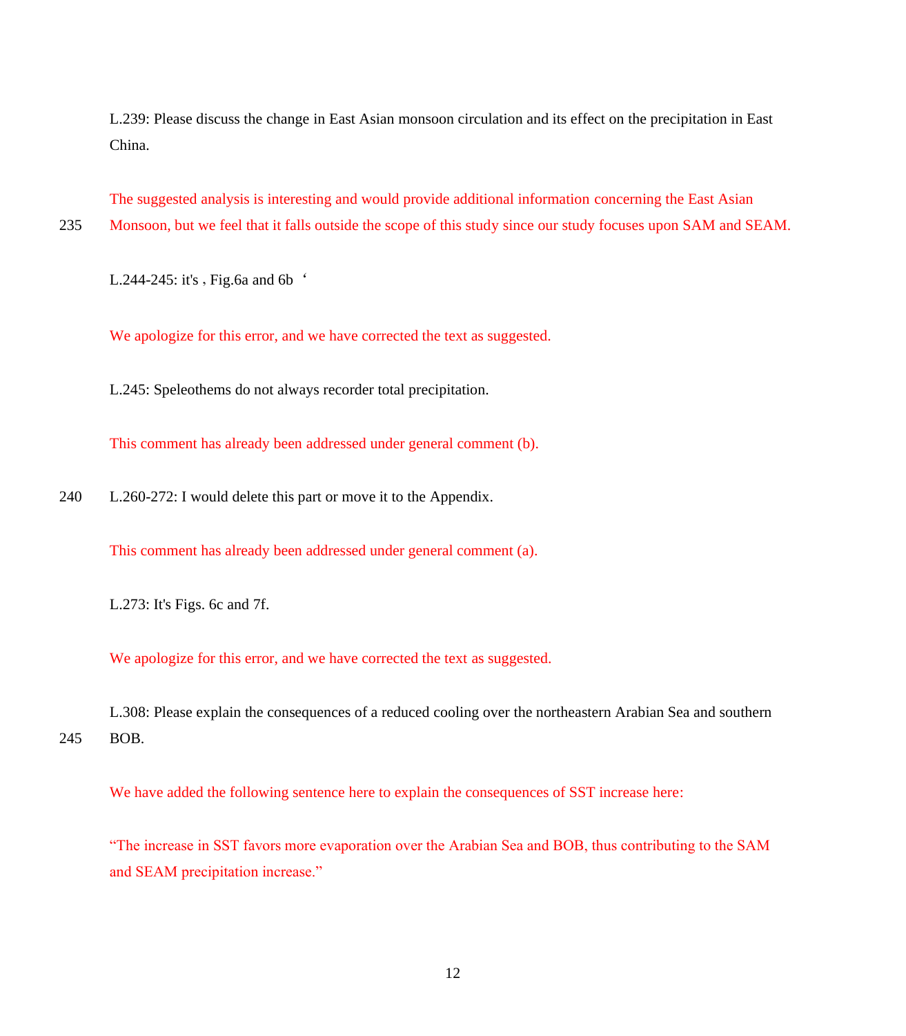L.239: Please discuss the change in East Asian monsoon circulation and its effect on the precipitation in East China.

The suggested analysis is interesting and would provide additional information concerning the East Asian Monsoon, but we feel that it falls outside the scope of this study since our study focuses upon SAM and SEAM.

L.244-245: it's , Fig.6a and 6b ‘

We apologize for this error, and we have corrected the text as suggested.

L.245: Speleothems do not always recorder total precipitation.

This comment has already been addressed under general comment (b).

L.260-272: I would delete this part or move it to the Appendix.

This comment has already been addressed under general comment (a).

L.273: It's Figs. 6c and 7f.

We apologize for this error, and we have corrected the text as suggested.

L.308: Please explain the consequences of a reduced cooling over the northeastern Arabian Sea and southern BOB.

We have added the following sentence here to explain the consequences of SST increase here:

"The increase in SST favors more evaporation over the Arabian Sea and BOB, thus contributing to the SAM and SEAM precipitation increase."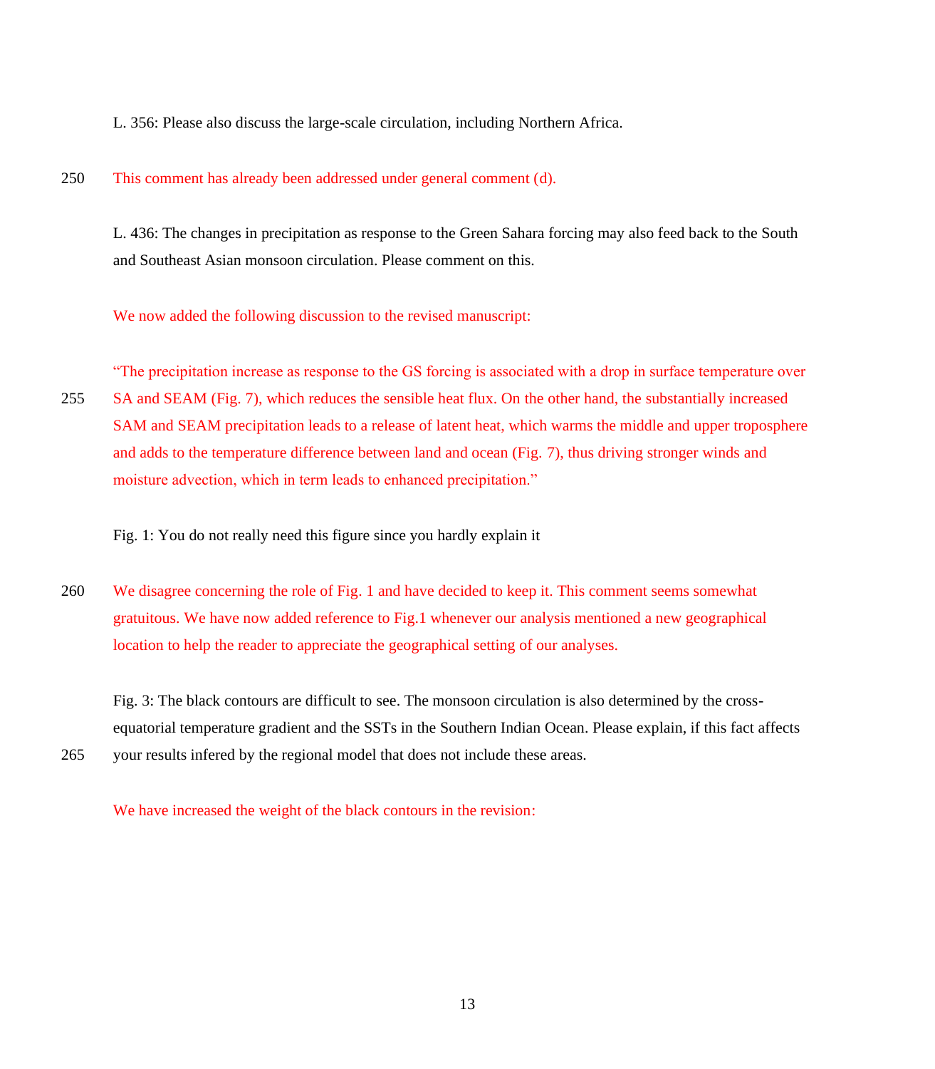L. 356: Please also discuss the large-scale circulation, including Northern Africa.

This comment has already been addressed under general comment (d).

L. 436: The changes in precipitation as response to the Green Sahara forcing may also feed back to the South and Southeast Asian monsoon circulation. Please comment on this.

We now added the following discussion to the revised manuscript:

"The precipitation increase as response to the GS forcing is associated with a drop in surface temperature over SA and SEAM (Fig. 7), which reduces the sensible heat flux. On the other hand, the substantially increased SAM and SEAM precipitation leads to a release of latent heat, which warms the middle and upper troposphere and adds to the temperature difference between land and ocean (Fig. 7), thus driving stronger winds and moisture advection, which in term leads to enhanced precipitation."

Fig. 1: You do not really need this figure since you hardly explain it

We disagree concerning the role of Fig. 1 and have decided to keep it. This comment seems somewhat gratuitous. We have now added reference to Fig.1 whenever our analysis mentioned a new geographical location to help the reader to appreciate the geographical setting of our analyses.

Fig. 3: The black contours are difficult to see. The monsoon circulation is also determined by the cross-equatorial temperature gradient and the SSTs in the Southern Indian Ocean. Please explain, if this fact affects your results infered by the regional model that does not include these areas.

We have increased the weight of the black contours in the revision: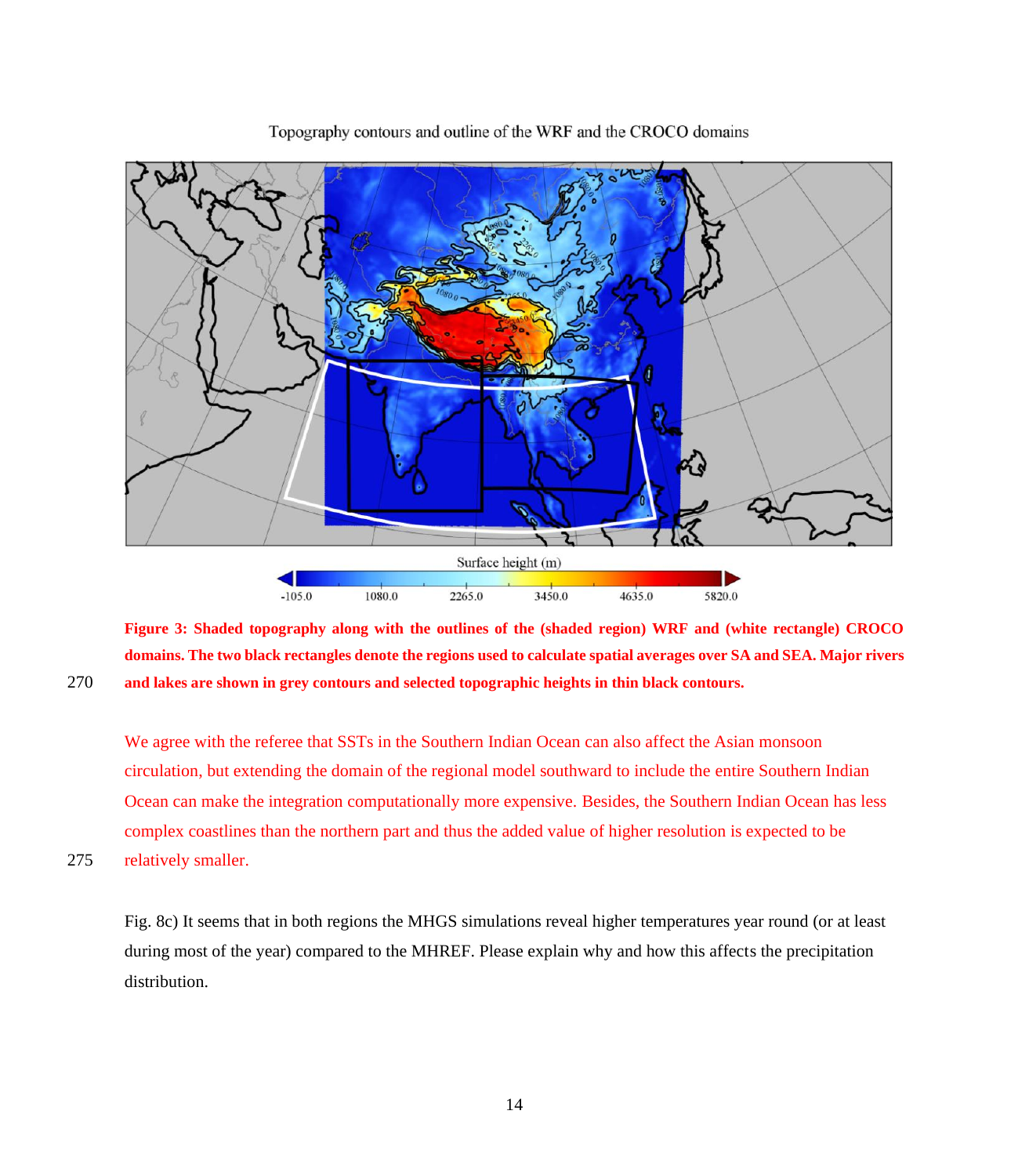**Figure 3: Shaded topography along with the outlines of the (shaded region) WRF and (white rectangle) CROCO domains. The two black rectangles denote the regions used to calculate spatial averages over SA and SEA. Major rivers and lakes are shown in grey contours and selected topographic heights in thin black contours.**

We agree with the referee that SSTs in the Southern Indian Ocean can also affect the Asian monsoon circulation, but extending the domain of the regional model southward to include the entire Southern Indian Ocean can make the integration computationally more expensive. Besides, the Southern Indian Ocean has less complex coastlines than the northern part and thus the added value of higher resolution is expected to be relatively smaller.

Fig. 8c) It seems that in both regions the MHGS simulations reveal higher temperatures year round (or at least during most of the year) compared to the MHREF. Please explain why and how this affects the precipitation distribution.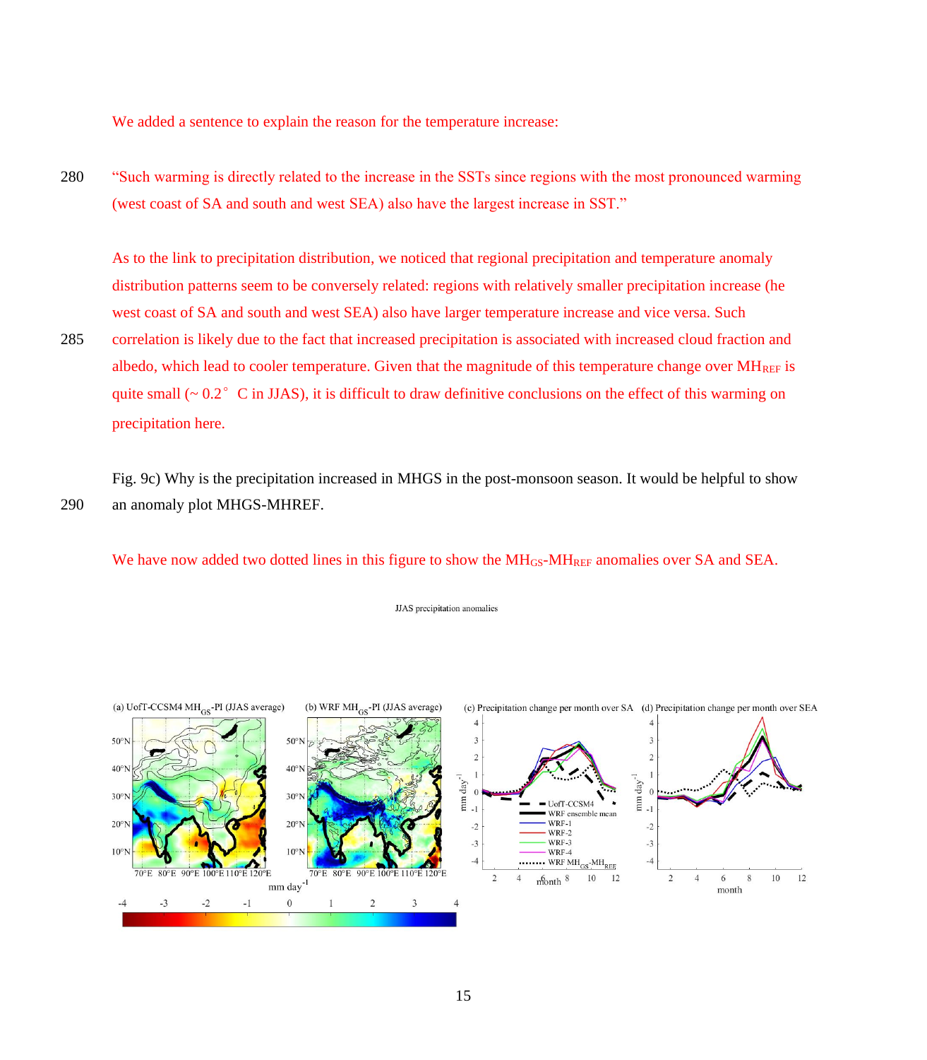We added a sentence to explain the reason for the temperature increase:

280 "Such warming is directly related to the increase in the SSTs since regions with the most pronounced warming (west coast of SA and south and west SEA) also have the largest increase in SST."

As to the link to precipitation distribution, we noticed that regional precipitation and temperature anomaly distribution patterns seem to be conversely related: regions with relatively smaller precipitation increase (he west coast of SA and south and west SEA) also have larger temperature increase and vice versa. Such 285 correlation is likely due to the fact that increased precipitation is associated with increased cloud fraction and albedo, which lead to cooler temperature. Given that the magnitude of this temperature change over $MH_{REF}$ is quite small (~ 0.2° C in JJAS), it is difficult to draw definitive conclusions on the effect of this warming on precipitation here.

Fig. 9c) Why is the precipitation increased in MHGS in the post-monsoon season. It would be helpful to show 290 an anomaly plot MHGS-MHREF.

We have now added two dotted lines in this figure to show the $MH_{GS}$-$MH_{REF}$ anomalies over SA and SEA.

JJAS precipitation anomalies

(a) UofT-CCSM4 $MH_{GS}$-PI (JJAS average) (b) WRF $MH_{GS}$-PI (JJAS average) (c) Precipitation change per month over SA (d) Precipitation change per month over SEA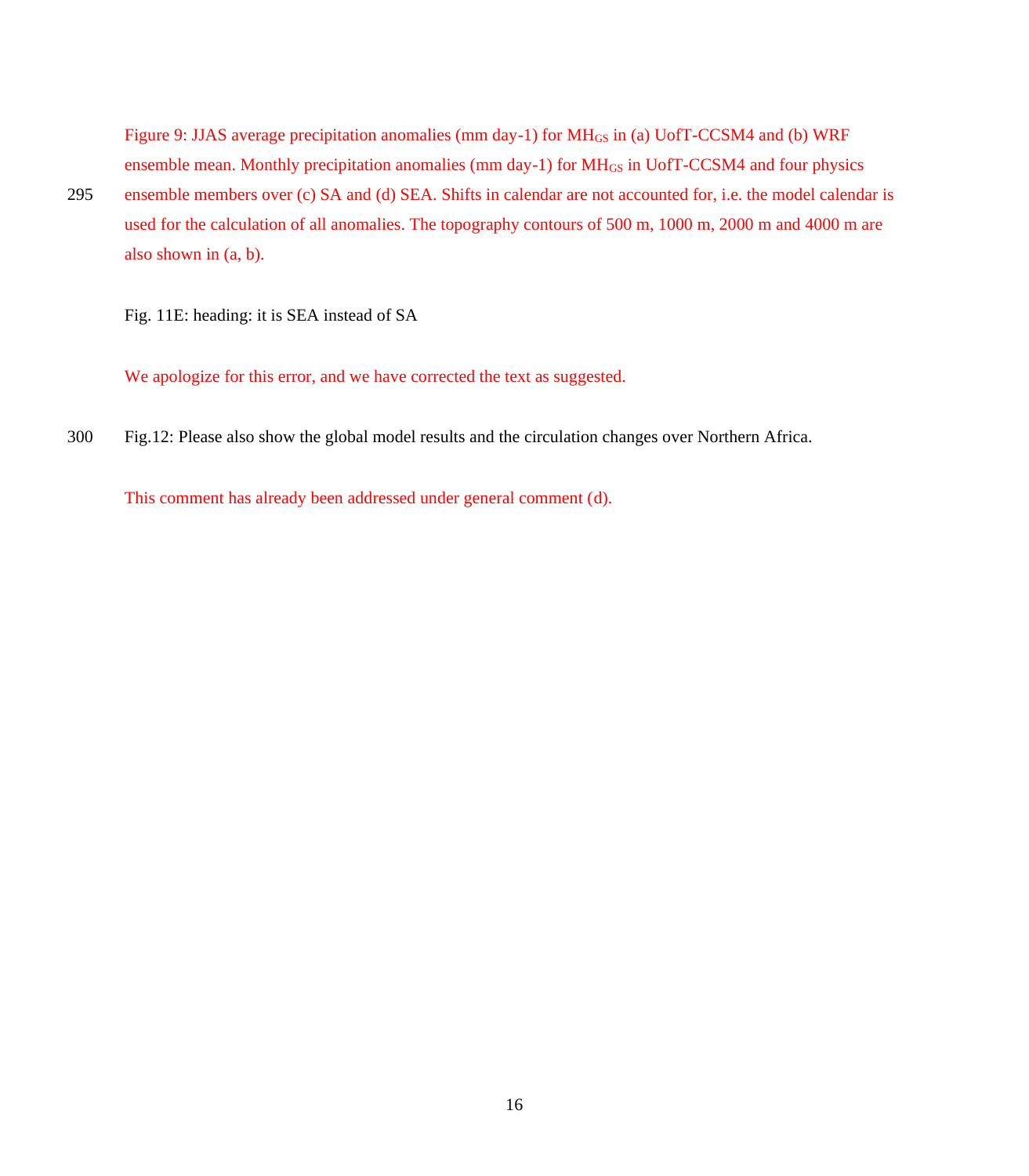Figure 9: JJAS average precipitation anomalies (mm day-1) for $MH_{GS}$ in (a) UofT-CCSM4 and (b) WRF ensemble mean. Monthly precipitation anomalies (mm day-1) for $MH_{GS}$ in UofT-CCSM4 and four physics ensemble members over (c) SA and (d) SEA. Shifts in calendar are not accounted for, i.e. the model calendar is used for the calculation of all anomalies. The topography contours of 500 m, 1000 m, 2000 m and 4000 m are also shown in (a, b).

Fig. 11E: heading: it is SEA instead of SA

We apologize for this error, and we have corrected the text as suggested.

Fig.12: Please also show the global model results and the circulation changes over Northern Africa.

This comment has already been addressed under general comment (d).